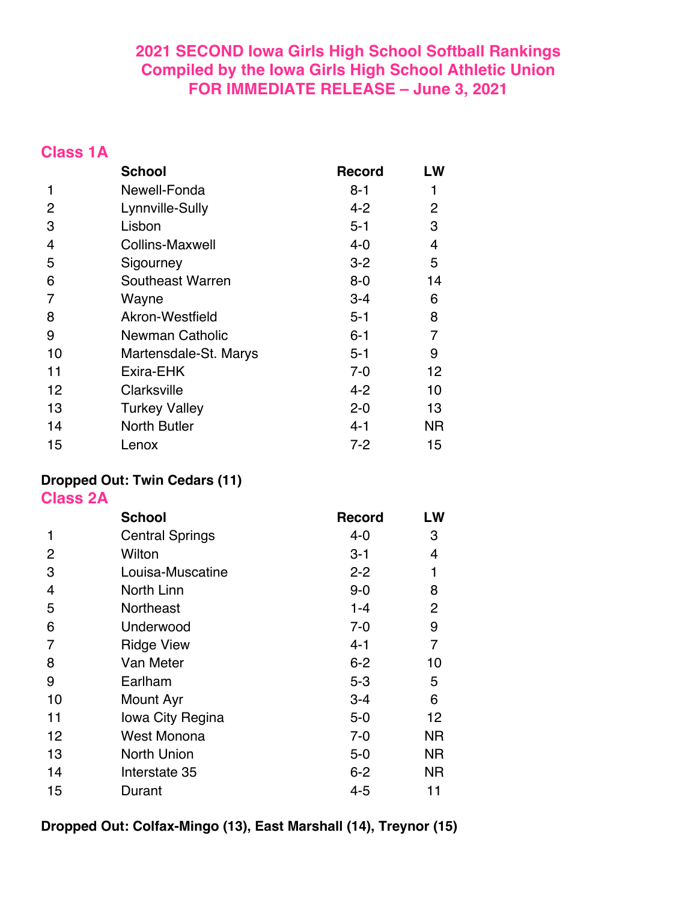# 2021 SECOND Iowa Girls High School Softball Rankings
## Compiled by the Iowa Girls High School Athletic Union
## FOR IMMEDIATE RELEASE – June 3, 2021

## Class 1A

| | School | Record | LW |
|---|---|---|---|
| 1 | Newell-Fonda | 8-1 | 1 |
| 2 | Lynnville-Sully | 4-2 | 2 |
| 3 | Lisbon | 5-1 | 3 |
| 4 | Collins-Maxwell | 4-0 | 4 |
| 5 | Sigourney | 3-2 | 5 |
| 6 | Southeast Warren | 8-0 | 14 |
| 7 | Wayne | 3-4 | 6 |
| 8 | Akron-Westfield | 5-1 | 8 |
| 9 | Newman Catholic | 6-1 | 7 |
| 10 | Martensdale-St. Marys | 5-1 | 9 |
| 11 | Exira-EHK | 7-0 | 12 |
| 12 | Clarksville | 4-2 | 10 |
| 13 | Turkey Valley | 2-0 | 13 |
| 14 | North Butler | 4-1 | NR |
| 15 | Lenox | 7-2 | 15 |

**Dropped Out: Twin Cedars (11)**

## Class 2A

| | School | Record | LW |
|---|---|---|---|
| 1 | Central Springs | 4-0 | 3 |
| 2 | Wilton | 3-1 | 4 |
| 3 | Louisa-Muscatine | 2-2 | 1 |
| 4 | North Linn | 9-0 | 8 |
| 5 | Northeast | 1-4 | 2 |
| 6 | Underwood | 7-0 | 9 |
| 7 | Ridge View | 4-1 | 7 |
| 8 | Van Meter | 6-2 | 10 |
| 9 | Earlham | 5-3 | 5 |
| 10 | Mount Ayr | 3-4 | 6 |
| 11 | Iowa City Regina | 5-0 | 12 |
| 12 | West Monona | 7-0 | NR |
| 13 | North Union | 5-0 | NR |
| 14 | Interstate 35 | 6-2 | NR |
| 15 | Durant | 4-5 | 11 |

**Dropped Out: Colfax-Mingo (13), East Marshall (14), Treynor (15)**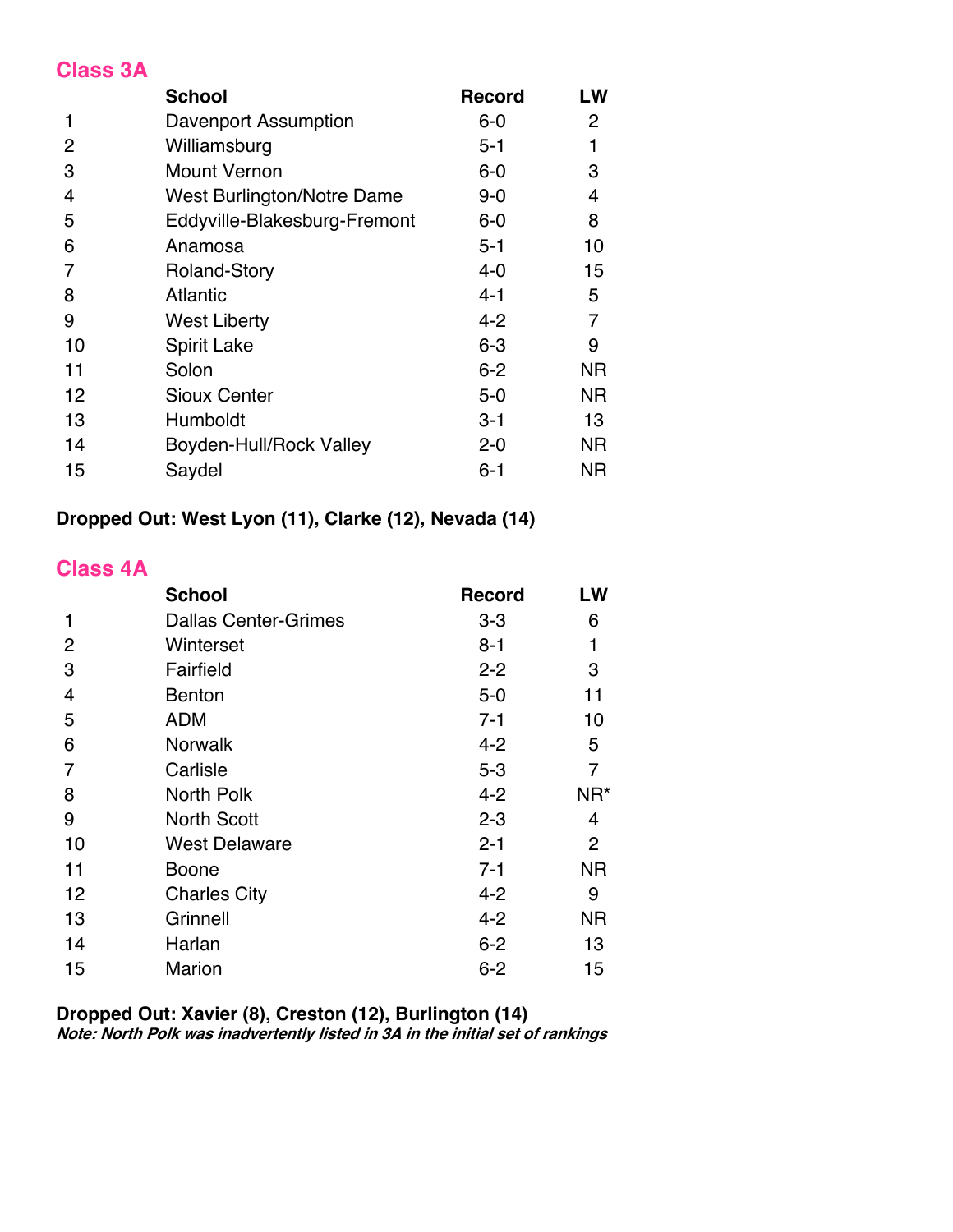## Class 3A

| | School | Record | LW |
|---|---|---|---|
| 1 | Davenport Assumption | 6-0 | 2 |
| 2 | Williamsburg | 5-1 | 1 |
| 3 | Mount Vernon | 6-0 | 3 |
| 4 | West Burlington/Notre Dame | 9-0 | 4 |
| 5 | Eddyville-Blakesburg-Fremont | 6-0 | 8 |
| 6 | Anamosa | 5-1 | 10 |
| 7 | Roland-Story | 4-0 | 15 |
| 8 | Atlantic | 4-1 | 5 |
| 9 | West Liberty | 4-2 | 7 |
| 10 | Spirit Lake | 6-3 | 9 |
| 11 | Solon | 6-2 | NR |
| 12 | Sioux Center | 5-0 | NR |
| 13 | Humboldt | 3-1 | 13 |
| 14 | Boyden-Hull/Rock Valley | 2-0 | NR |
| 15 | Saydel | 6-1 | NR |

**Dropped Out: West Lyon (11), Clarke (12), Nevada (14)**

## Class 4A

| | School | Record | LW |
|---|---|---|---|
| 1 | Dallas Center-Grimes | 3-3 | 6 |
| 2 | Winterset | 8-1 | 1 |
| 3 | Fairfield | 2-2 | 3 |
| 4 | Benton | 5-0 | 11 |
| 5 | ADM | 7-1 | 10 |
| 6 | Norwalk | 4-2 | 5 |
| 7 | Carlisle | 5-3 | 7 |
| 8 | North Polk | 4-2 | NR* |
| 9 | North Scott | 2-3 | 4 |
| 10 | West Delaware | 2-1 | 2 |
| 11 | Boone | 7-1 | NR |
| 12 | Charles City | 4-2 | 9 |
| 13 | Grinnell | 4-2 | NR |
| 14 | Harlan | 6-2 | 13 |
| 15 | Marion | 6-2 | 15 |

**Dropped Out: Xavier (8), Creston (12), Burlington (14)**

***Note: North Polk was inadvertently listed in 3A in the initial set of rankings***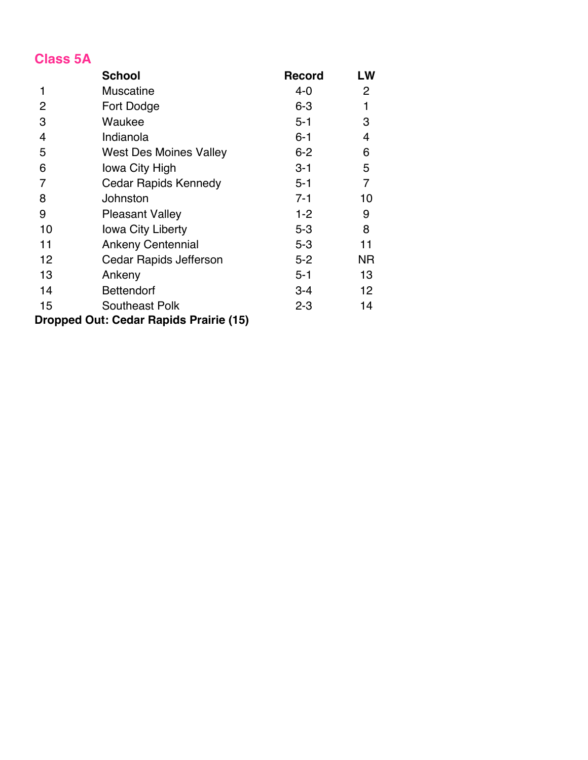## Class 5A

| | School | Record | LW |
|---|---|---|---|
| 1 | Muscatine | 4-0 | 2 |
| 2 | Fort Dodge | 6-3 | 1 |
| 3 | Waukee | 5-1 | 3 |
| 4 | Indianola | 6-1 | 4 |
| 5 | West Des Moines Valley | 6-2 | 6 |
| 6 | Iowa City High | 3-1 | 5 |
| 7 | Cedar Rapids Kennedy | 5-1 | 7 |
| 8 | Johnston | 7-1 | 10 |
| 9 | Pleasant Valley | 1-2 | 9 |
| 10 | Iowa City Liberty | 5-3 | 8 |
| 11 | Ankeny Centennial | 5-3 | 11 |
| 12 | Cedar Rapids Jefferson | 5-2 | NR |
| 13 | Ankeny | 5-1 | 13 |
| 14 | Bettendorf | 3-4 | 12 |
| 15 | Southeast Polk | 2-3 | 14 |

**Dropped Out: Cedar Rapids Prairie (15)**